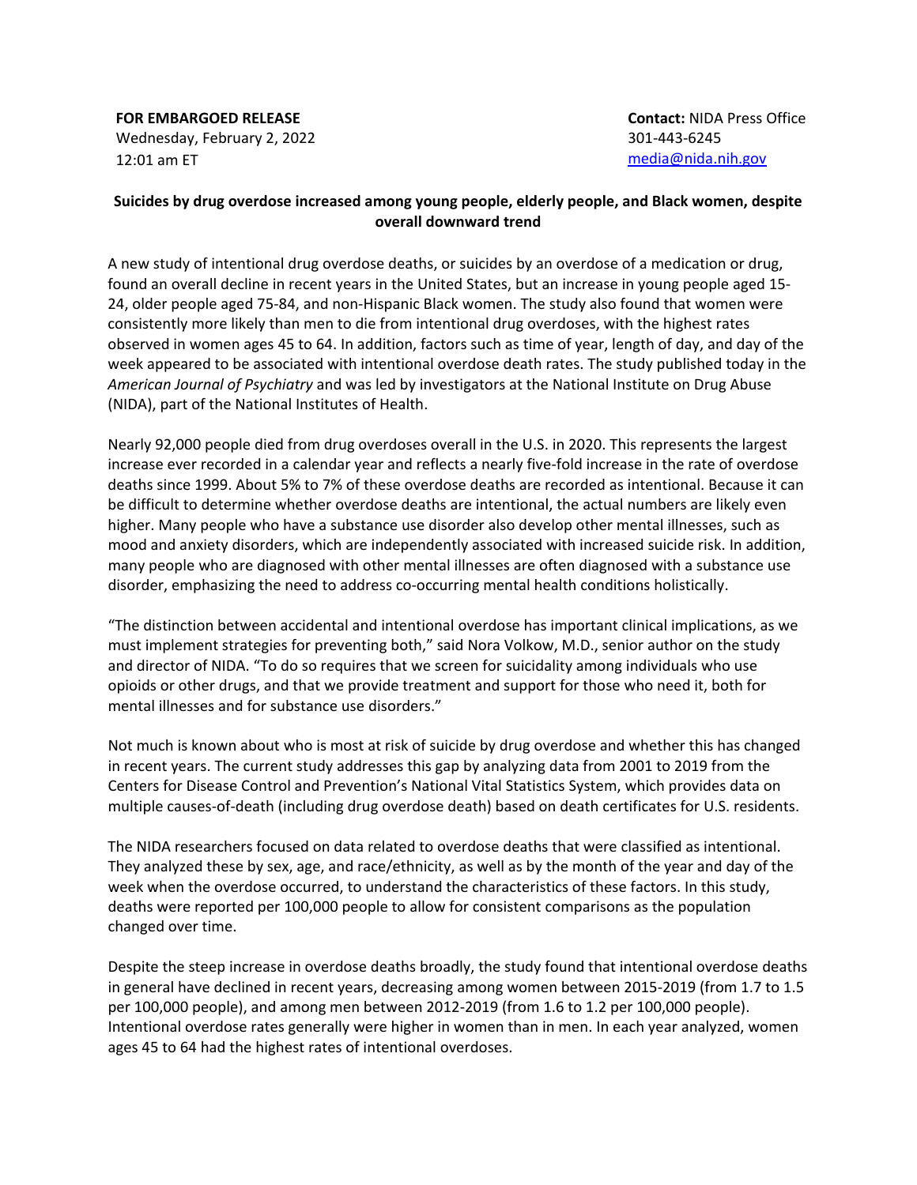**FOR EMBARGOED RELEASE**
Wednesday, February 2, 2022
12:01 am ET

**Contact:** NIDA Press Office
301-443-6245
media@nida.nih.gov

**Suicides by drug overdose increased among young people, elderly people, and Black women, despite overall downward trend**

A new study of intentional drug overdose deaths, or suicides by an overdose of a medication or drug, found an overall decline in recent years in the United States, but an increase in young people aged 15-24, older people aged 75-84, and non-Hispanic Black women. The study also found that women were consistently more likely than men to die from intentional drug overdoses, with the highest rates observed in women ages 45 to 64. In addition, factors such as time of year, length of day, and day of the week appeared to be associated with intentional overdose death rates. The study published today in the *American Journal of Psychiatry* and was led by investigators at the National Institute on Drug Abuse (NIDA), part of the National Institutes of Health.

Nearly 92,000 people died from drug overdoses overall in the U.S. in 2020. This represents the largest increase ever recorded in a calendar year and reflects a nearly five-fold increase in the rate of overdose deaths since 1999. About 5% to 7% of these overdose deaths are recorded as intentional. Because it can be difficult to determine whether overdose deaths are intentional, the actual numbers are likely even higher. Many people who have a substance use disorder also develop other mental illnesses, such as mood and anxiety disorders, which are independently associated with increased suicide risk. In addition, many people who are diagnosed with other mental illnesses are often diagnosed with a substance use disorder, emphasizing the need to address co-occurring mental health conditions holistically.

"The distinction between accidental and intentional overdose has important clinical implications, as we must implement strategies for preventing both," said Nora Volkow, M.D., senior author on the study and director of NIDA. "To do so requires that we screen for suicidality among individuals who use opioids or other drugs, and that we provide treatment and support for those who need it, both for mental illnesses and for substance use disorders."

Not much is known about who is most at risk of suicide by drug overdose and whether this has changed in recent years. The current study addresses this gap by analyzing data from 2001 to 2019 from the Centers for Disease Control and Prevention's National Vital Statistics System, which provides data on multiple causes-of-death (including drug overdose death) based on death certificates for U.S. residents.

The NIDA researchers focused on data related to overdose deaths that were classified as intentional. They analyzed these by sex, age, and race/ethnicity, as well as by the month of the year and day of the week when the overdose occurred, to understand the characteristics of these factors. In this study, deaths were reported per 100,000 people to allow for consistent comparisons as the population changed over time.

Despite the steep increase in overdose deaths broadly, the study found that intentional overdose deaths in general have declined in recent years, decreasing among women between 2015-2019 (from 1.7 to 1.5 per 100,000 people), and among men between 2012-2019 (from 1.6 to 1.2 per 100,000 people). Intentional overdose rates generally were higher in women than in men. In each year analyzed, women ages 45 to 64 had the highest rates of intentional overdoses.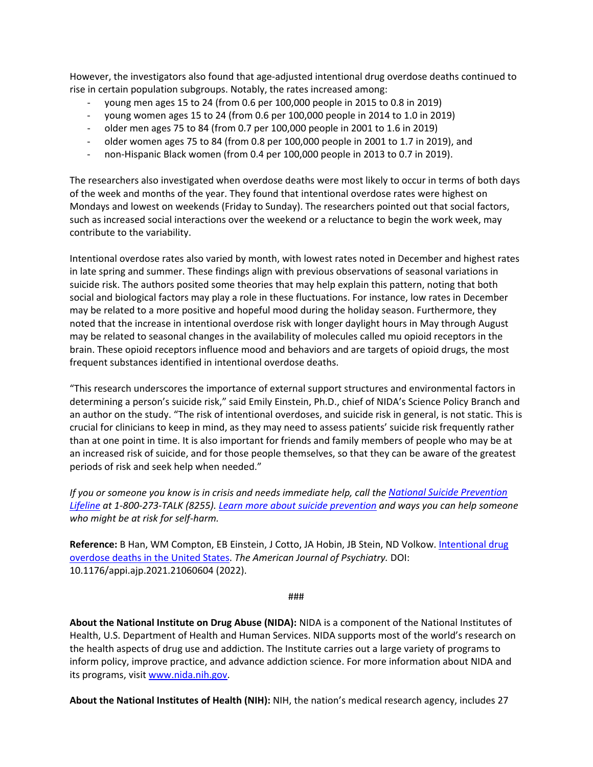However, the investigators also found that age-adjusted intentional drug overdose deaths continued to rise in certain population subgroups. Notably, the rates increased among:

- young men ages 15 to 24 (from 0.6 per 100,000 people in 2015 to 0.8 in 2019)
- young women ages 15 to 24 (from 0.6 per 100,000 people in 2014 to 1.0 in 2019)
- older men ages 75 to 84 (from 0.7 per 100,000 people in 2001 to 1.6 in 2019)
- older women ages 75 to 84 (from 0.8 per 100,000 people in 2001 to 1.7 in 2019), and
- non-Hispanic Black women (from 0.4 per 100,000 people in 2013 to 0.7 in 2019).

The researchers also investigated when overdose deaths were most likely to occur in terms of both days of the week and months of the year. They found that intentional overdose rates were highest on Mondays and lowest on weekends (Friday to Sunday). The researchers pointed out that social factors, such as increased social interactions over the weekend or a reluctance to begin the work week, may contribute to the variability.

Intentional overdose rates also varied by month, with lowest rates noted in December and highest rates in late spring and summer. These findings align with previous observations of seasonal variations in suicide risk. The authors posited some theories that may help explain this pattern, noting that both social and biological factors may play a role in these fluctuations. For instance, low rates in December may be related to a more positive and hopeful mood during the holiday season. Furthermore, they noted that the increase in intentional overdose risk with longer daylight hours in May through August may be related to seasonal changes in the availability of molecules called mu opioid receptors in the brain. These opioid receptors influence mood and behaviors and are targets of opioid drugs, the most frequent substances identified in intentional overdose deaths.

"This research underscores the importance of external support structures and environmental factors in determining a person's suicide risk," said Emily Einstein, Ph.D., chief of NIDA's Science Policy Branch and an author on the study. "The risk of intentional overdoses, and suicide risk in general, is not static. This is crucial for clinicians to keep in mind, as they may need to assess patients' suicide risk frequently rather than at one point in time. It is also important for friends and family members of people who may be at an increased risk of suicide, and for those people themselves, so that they can be aware of the greatest periods of risk and seek help when needed."

*If you or someone you know is in crisis and needs immediate help, call the [National Suicide Prevention Lifeline] at 1-800-273-TALK (8255). [Learn more about suicide prevention] and ways you can help someone who might be at risk for self-harm.*

**Reference:** B Han, WM Compton, EB Einstein, J Cotto, JA Hobin, JB Stein, ND Volkow. [Intentional drug overdose deaths in the United States]. *The American Journal of Psychiatry.* DOI: 10.1176/appi.ajp.2021.21060604 (2022).

###

**About the National Institute on Drug Abuse (NIDA):** NIDA is a component of the National Institutes of Health, U.S. Department of Health and Human Services. NIDA supports most of the world's research on the health aspects of drug use and addiction. The Institute carries out a large variety of programs to inform policy, improve practice, and advance addiction science. For more information about NIDA and its programs, visit www.nida.nih.gov.

**About the National Institutes of Health (NIH):** NIH, the nation's medical research agency, includes 27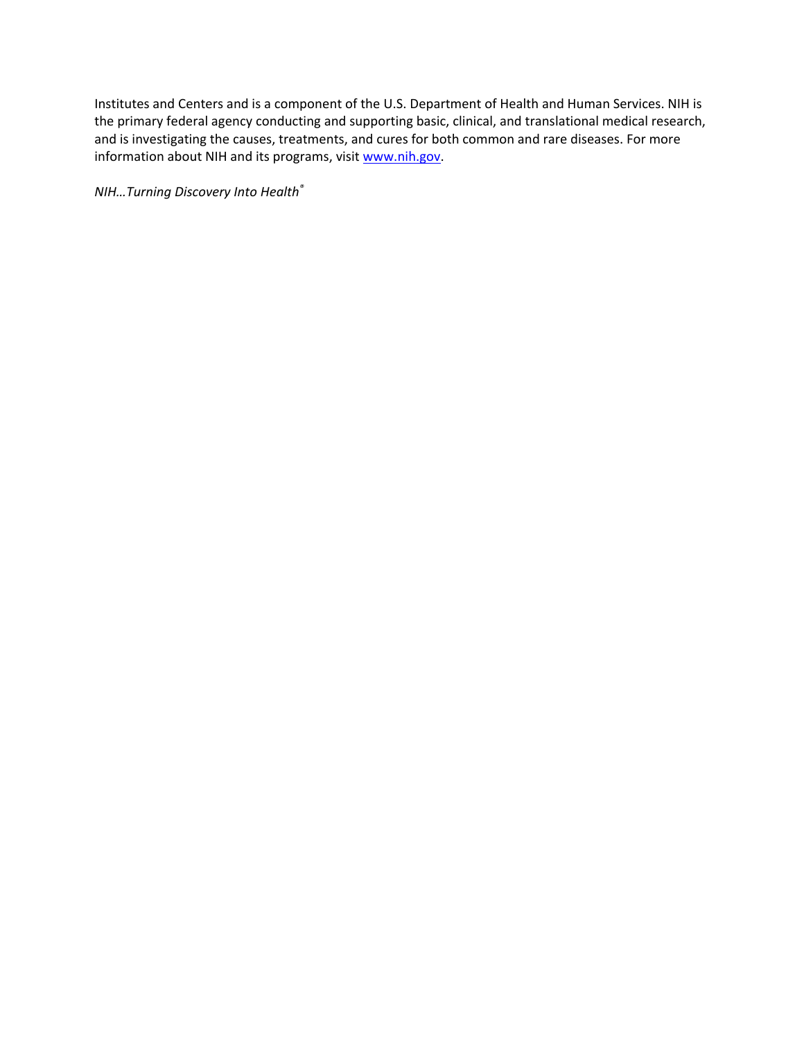Institutes and Centers and is a component of the U.S. Department of Health and Human Services. NIH is the primary federal agency conducting and supporting basic, clinical, and translational medical research, and is investigating the causes, treatments, and cures for both common and rare diseases. For more information about NIH and its programs, visit [www.nih.gov](http://www.nih.gov).

*NIH…Turning Discovery Into Health®*